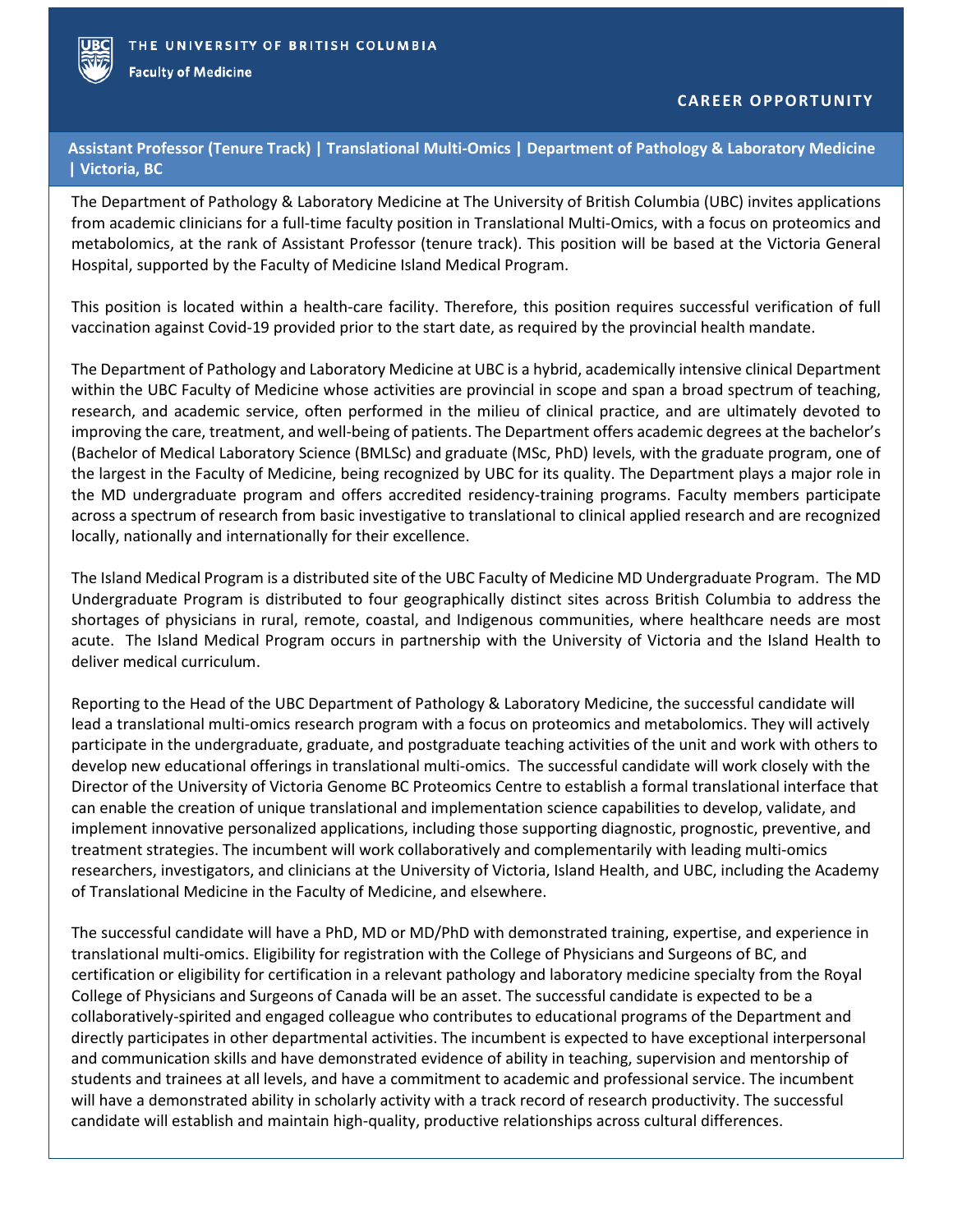THE UNIVERSITY OF BRITISH COLUMBIA

**Faculty of Medicine**

**CAREER OPPORTUNITY**

## Assistant Professor (Tenure Track) | Translational Multi-Omics | Department of Pathology & Laboratory Medicine | Victoria, BC

The Department of Pathology & Laboratory Medicine at The University of British Columbia (UBC) invites applications from academic clinicians for a full-time faculty position in Translational Multi-Omics, with a focus on proteomics and metabolomics, at the rank of Assistant Professor (tenure track). This position will be based at the Victoria General Hospital, supported by the Faculty of Medicine Island Medical Program.

This position is located within a health-care facility. Therefore, this position requires successful verification of full vaccination against Covid-19 provided prior to the start date, as required by the provincial health mandate.

The Department of Pathology and Laboratory Medicine at UBC is a hybrid, academically intensive clinical Department within the UBC Faculty of Medicine whose activities are provincial in scope and span a broad spectrum of teaching, research, and academic service, often performed in the milieu of clinical practice, and are ultimately devoted to improving the care, treatment, and well-being of patients. The Department offers academic degrees at the bachelor's (Bachelor of Medical Laboratory Science (BMLSc) and graduate (MSc, PhD) levels, with the graduate program, one of the largest in the Faculty of Medicine, being recognized by UBC for its quality. The Department plays a major role in the MD undergraduate program and offers accredited residency-training programs. Faculty members participate across a spectrum of research from basic investigative to translational to clinical applied research and are recognized locally, nationally and internationally for their excellence.

The Island Medical Program is a distributed site of the UBC Faculty of Medicine MD Undergraduate Program. The MD Undergraduate Program is distributed to four geographically distinct sites across British Columbia to address the shortages of physicians in rural, remote, coastal, and Indigenous communities, where healthcare needs are most acute. The Island Medical Program occurs in partnership with the University of Victoria and the Island Health to deliver medical curriculum.

Reporting to the Head of the UBC Department of Pathology & Laboratory Medicine, the successful candidate will lead a translational multi-omics research program with a focus on proteomics and metabolomics. They will actively participate in the undergraduate, graduate, and postgraduate teaching activities of the unit and work with others to develop new educational offerings in translational multi-omics. The successful candidate will work closely with the Director of the University of Victoria Genome BC Proteomics Centre to establish a formal translational interface that can enable the creation of unique translational and implementation science capabilities to develop, validate, and implement innovative personalized applications, including those supporting diagnostic, prognostic, preventive, and treatment strategies. The incumbent will work collaboratively and complementarily with leading multi-omics researchers, investigators, and clinicians at the University of Victoria, Island Health, and UBC, including the Academy of Translational Medicine in the Faculty of Medicine, and elsewhere.

The successful candidate will have a PhD, MD or MD/PhD with demonstrated training, expertise, and experience in translational multi-omics. Eligibility for registration with the College of Physicians and Surgeons of BC, and certification or eligibility for certification in a relevant pathology and laboratory medicine specialty from the Royal College of Physicians and Surgeons of Canada will be an asset. The successful candidate is expected to be a collaboratively-spirited and engaged colleague who contributes to educational programs of the Department and directly participates in other departmental activities. The incumbent is expected to have exceptional interpersonal and communication skills and have demonstrated evidence of ability in teaching, supervision and mentorship of students and trainees at all levels, and have a commitment to academic and professional service. The incumbent will have a demonstrated ability in scholarly activity with a track record of research productivity. The successful candidate will establish and maintain high-quality, productive relationships across cultural differences.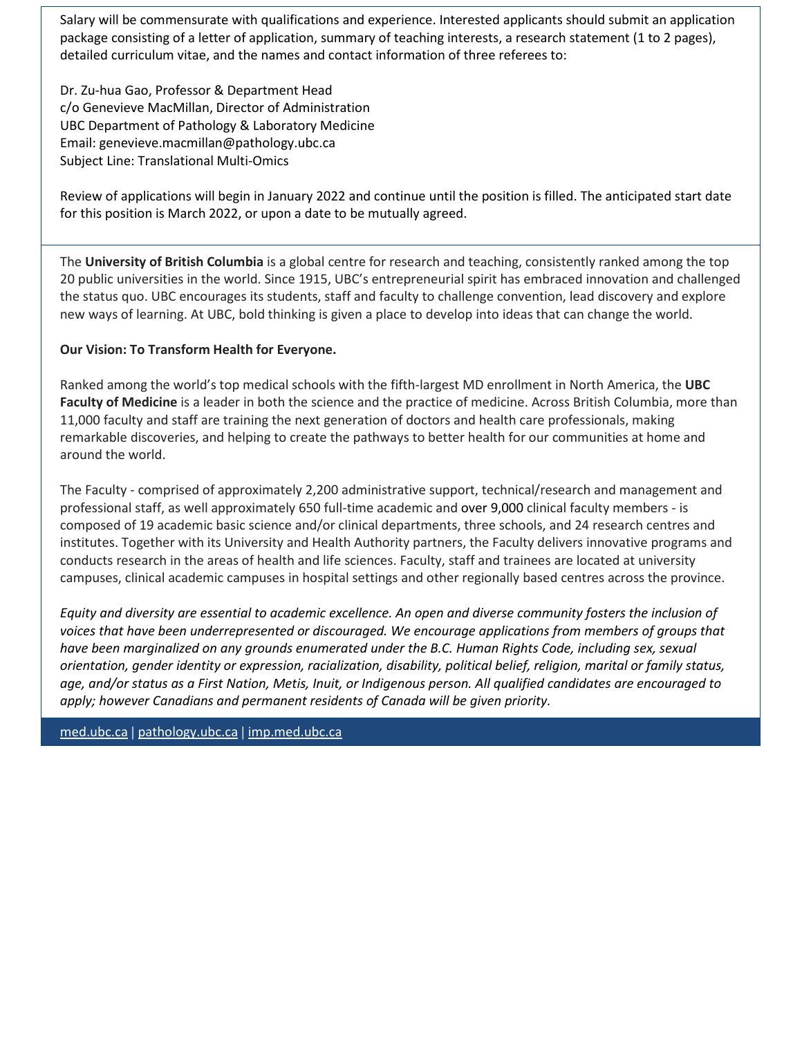Salary will be commensurate with qualifications and experience. Interested applicants should submit an application package consisting of a letter of application, summary of teaching interests, a research statement (1 to 2 pages), detailed curriculum vitae, and the names and contact information of three referees to:

Dr. Zu-hua Gao, Professor & Department Head
c/o Genevieve MacMillan, Director of Administration
UBC Department of Pathology & Laboratory Medicine
Email: genevieve.macmillan@pathology.ubc.ca
Subject Line: Translational Multi-Omics

Review of applications will begin in January 2022 and continue until the position is filled. The anticipated start date for this position is March 2022, or upon a date to be mutually agreed.

---

The **University of British Columbia** is a global centre for research and teaching, consistently ranked among the top 20 public universities in the world. Since 1915, UBC's entrepreneurial spirit has embraced innovation and challenged the status quo. UBC encourages its students, staff and faculty to challenge convention, lead discovery and explore new ways of learning. At UBC, bold thinking is given a place to develop into ideas that can change the world.

**Our Vision: To Transform Health for Everyone.**

Ranked among the world's top medical schools with the fifth-largest MD enrollment in North America, the **UBC Faculty of Medicine** is a leader in both the science and the practice of medicine. Across British Columbia, more than 11,000 faculty and staff are training the next generation of doctors and health care professionals, making remarkable discoveries, and helping to create the pathways to better health for our communities at home and around the world.

The Faculty - comprised of approximately 2,200 administrative support, technical/research and management and professional staff, as well approximately 650 full-time academic and over 9,000 clinical faculty members - is composed of 19 academic basic science and/or clinical departments, three schools, and 24 research centres and institutes. Together with its University and Health Authority partners, the Faculty delivers innovative programs and conducts research in the areas of health and life sciences. Faculty, staff and trainees are located at university campuses, clinical academic campuses in hospital settings and other regionally based centres across the province.

*Equity and diversity are essential to academic excellence. An open and diverse community fosters the inclusion of voices that have been underrepresented or discouraged. We encourage applications from members of groups that have been marginalized on any grounds enumerated under the B.C. Human Rights Code, including sex, sexual orientation, gender identity or expression, racialization, disability, political belief, religion, marital or family status, age, and/or status as a First Nation, Metis, Inuit, or Indigenous person. All qualified candidates are encouraged to apply; however Canadians and permanent residents of Canada will be given priority.*

med.ubc.ca | pathology.ubc.ca | imp.med.ubc.ca